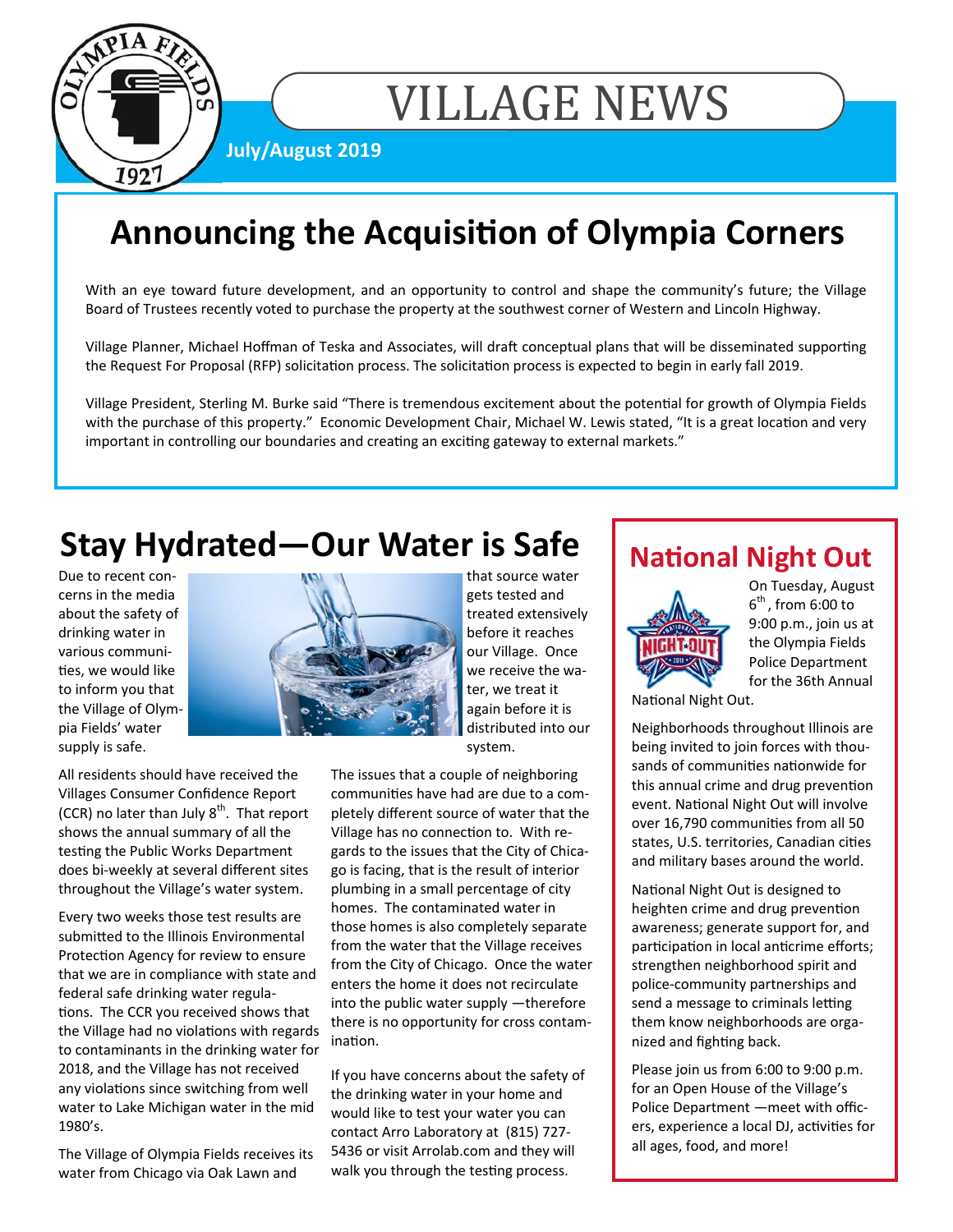# VILLAGE NEWS

**July/August 2019**

## Announcing the Acquisition of Olympia Corners

With an eye toward future development, and an opportunity to control and shape the community's future; the Village Board of Trustees recently voted to purchase the property at the southwest corner of Western and Lincoln Highway.

Village Planner, Michael Hoffman of Teska and Associates, will draft conceptual plans that will be disseminated supporting the Request For Proposal (RFP) solicitation process. The solicitation process is expected to begin in early fall 2019.

Village President, Sterling M. Burke said "There is tremendous excitement about the potential for growth of Olympia Fields with the purchase of this property." Economic Development Chair, Michael W. Lewis stated, "It is a great location and very important in controlling our boundaries and creating an exciting gateway to external markets."

## Stay Hydrated—Our Water is Safe

Due to recent concerns in the media about the safety of drinking water in various communities, we would like to inform you that the Village of Olympia Fields' water supply is safe.

All residents should have received the Villages Consumer Confidence Report (CCR) no later than July 8th. That report shows the annual summary of all the testing the Public Works Department does bi-weekly at several different sites throughout the Village's water system.

Every two weeks those test results are submitted to the Illinois Environmental Protection Agency for review to ensure that we are in compliance with state and federal safe drinking water regulations. The CCR you received shows that the Village had no violations with regards to contaminants in the drinking water for 2018, and the Village has not received any violations since switching from well water to Lake Michigan water in the mid 1980's.

The Village of Olympia Fields receives its water from Chicago via Oak Lawn and that source water gets tested and treated extensively before it reaches our Village. Once we receive the water, we treat it again before it is distributed into our system.

The issues that a couple of neighboring communities have had are due to a completely different source of water that the Village has no connection to. With regards to the issues that the City of Chicago is facing, that is the result of interior plumbing in a small percentage of city homes. The contaminated water in those homes is also completely separate from the water that the Village receives from the City of Chicago. Once the water enters the home it does not recirculate into the public water supply —therefore there is no opportunity for cross contamination.

If you have concerns about the safety of the drinking water in your home and would like to test your water you can contact Arro Laboratory at (815) 727-5436 or visit Arrolab.com and they will walk you through the testing process.

## National Night Out

On Tuesday, August 6th, from 6:00 to 9:00 p.m., join us at the Olympia Fields Police Department for the 36th Annual National Night Out.

Neighborhoods throughout Illinois are being invited to join forces with thousands of communities nationwide for this annual crime and drug prevention event. National Night Out will involve over 16,790 communities from all 50 states, U.S. territories, Canadian cities and military bases around the world.

National Night Out is designed to heighten crime and drug prevention awareness; generate support for, and participation in local anticrime efforts; strengthen neighborhood spirit and police-community partnerships and send a message to criminals letting them know neighborhoods are organized and fighting back.

Please join us from 6:00 to 9:00 p.m. for an Open House of the Village's Police Department —meet with officers, experience a local DJ, activities for all ages, food, and more!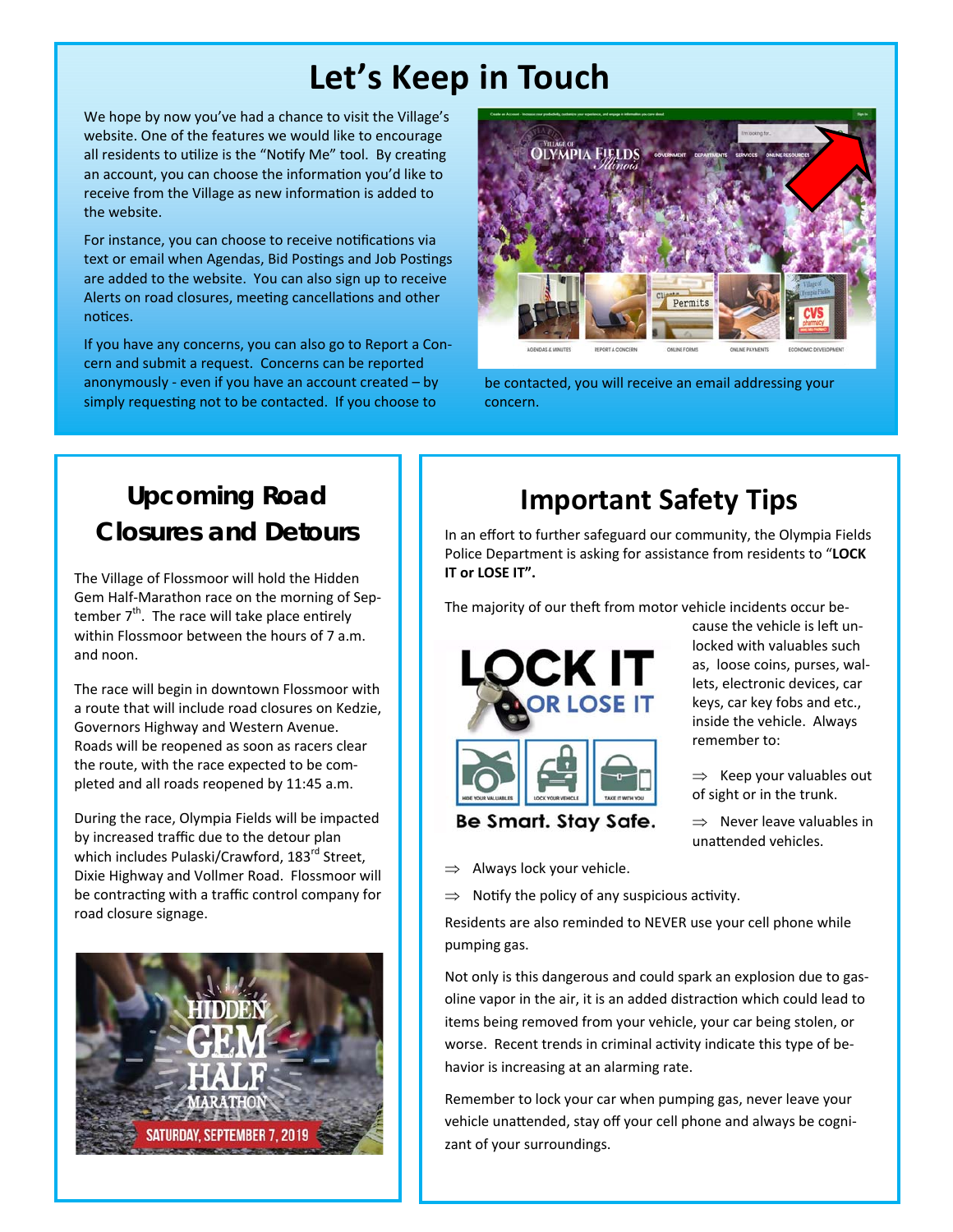# Let's Keep in Touch

We hope by now you've had a chance to visit the Village's website. One of the features we would like to encourage all residents to utilize is the "Notify Me" tool. By creating an account, you can choose the information you'd like to receive from the Village as new information is added to the website.

For instance, you can choose to receive notifications via text or email when Agendas, Bid Postings and Job Postings are added to the website. You can also sign up to receive Alerts on road closures, meeting cancellations and other notices.

If you have any concerns, you can also go to Report a Concern and submit a request. Concerns can be reported anonymously - even if you have an account created – by simply requesting not to be contacted. If you choose to be contacted, you will receive an email addressing your concern.

## Upcoming Road Closures and Detours

The Village of Flossmoor will hold the Hidden Gem Half-Marathon race on the morning of September 7th. The race will take place entirely within Flossmoor between the hours of 7 a.m. and noon.

The race will begin in downtown Flossmoor with a route that will include road closures on Kedzie, Governors Highway and Western Avenue. Roads will be reopened as soon as racers clear the route, with the race expected to be completed and all roads reopened by 11:45 a.m.

During the race, Olympia Fields will be impacted by increased traffic due to the detour plan which includes Pulaski/Crawford, 183rd Street, Dixie Highway and Vollmer Road. Flossmoor will be contracting with a traffic control company for road closure signage.

## Important Safety Tips

In an effort to further safeguard our community, the Olympia Fields Police Department is asking for assistance from residents to "**LOCK IT or LOSE IT".**

The majority of our theft from motor vehicle incidents occur because the vehicle is left unlocked with valuables such as, loose coins, purses, wallets, electronic devices, car keys, car key fobs and etc., inside the vehicle. Always remember to:

- ⇒ Keep your valuables out of sight or in the trunk.
- ⇒ Never leave valuables in unattended vehicles.
- ⇒ Always lock your vehicle.
- ⇒ Notify the policy of any suspicious activity.

Residents are also reminded to NEVER use your cell phone while pumping gas.

Not only is this dangerous and could spark an explosion due to gasoline vapor in the air, it is an added distraction which could lead to items being removed from your vehicle, your car being stolen, or worse. Recent trends in criminal activity indicate this type of behavior is increasing at an alarming rate.

Remember to lock your car when pumping gas, never leave your vehicle unattended, stay off your cell phone and always be cognizant of your surroundings.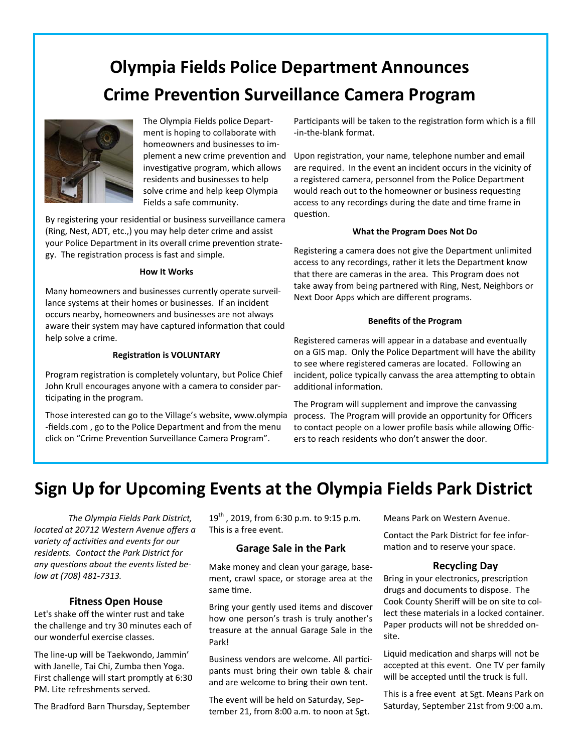# Olympia Fields Police Department Announces Crime Prevention Surveillance Camera Program

The Olympia Fields police Department is hoping to collaborate with homeowners and businesses to implement a new crime prevention and investigative program, which allows residents and businesses to help solve crime and help keep Olympia Fields a safe community.

By registering your residential or business surveillance camera (Ring, Nest, ADT, etc.,) you may help deter crime and assist your Police Department in its overall crime prevention strategy. The registration process is fast and simple.

**How It Works**

Many homeowners and businesses currently operate surveillance systems at their homes or businesses. If an incident occurs nearby, homeowners and businesses are not always aware their system may have captured information that could help solve a crime.

**Registration is VOLUNTARY**

Program registration is completely voluntary, but Police Chief John Krull encourages anyone with a camera to consider participating in the program.

Those interested can go to the Village's website, www.olympia-fields.com , go to the Police Department and from the menu click on "Crime Prevention Surveillance Camera Program".

Participants will be taken to the registration form which is a fill-in-the-blank format.

Upon registration, your name, telephone number and email are required. In the event an incident occurs in the vicinity of a registered camera, personnel from the Police Department would reach out to the homeowner or business requesting access to any recordings during the date and time frame in question.

**What the Program Does Not Do**

Registering a camera does not give the Department unlimited access to any recordings, rather it lets the Department know that there are cameras in the area. This Program does not take away from being partnered with Ring, Nest, Neighbors or Next Door Apps which are different programs.

**Benefits of the Program**

Registered cameras will appear in a database and eventually on a GIS map. Only the Police Department will have the ability to see where registered cameras are located. Following an incident, police typically canvass the area attempting to obtain additional information.

The Program will supplement and improve the canvassing process. The Program will provide an opportunity for Officers to contact people on a lower profile basis while allowing Officers to reach residents who don't answer the door.

# Sign Up for Upcoming Events at the Olympia Fields Park District

*The Olympia Fields Park District, located at 20712 Western Avenue offers a variety of activities and events for our residents. Contact the Park District for any questions about the events listed below at (708) 481-7313.*

### Fitness Open House

Let's shake off the winter rust and take the challenge and try 30 minutes each of our wonderful exercise classes.

The line-up will be Taekwondo, Jammin' with Janelle, Tai Chi, Zumba then Yoga. First challenge will start promptly at 6:30 PM. Lite refreshments served.

The Bradford Barn Thursday, September 19th , 2019, from 6:30 p.m. to 9:15 p.m. This is a free event.

### Garage Sale in the Park

Make money and clean your garage, basement, crawl space, or storage area at the same time.

Bring your gently used items and discover how one person's trash is truly another's treasure at the annual Garage Sale in the Park!

Business vendors are welcome. All participants must bring their own table & chair and are welcome to bring their own tent.

The event will be held on Saturday, September 21, from 8:00 a.m. to noon at Sgt. Means Park on Western Avenue.

Contact the Park District for fee information and to reserve your space.

### Recycling Day

Bring in your electronics, prescription drugs and documents to dispose. The Cook County Sheriff will be on site to collect these materials in a locked container. Paper products will not be shredded onsite.

Liquid medication and sharps will not be accepted at this event. One TV per family will be accepted until the truck is full.

This is a free event at Sgt. Means Park on Saturday, September 21st from 9:00 a.m.